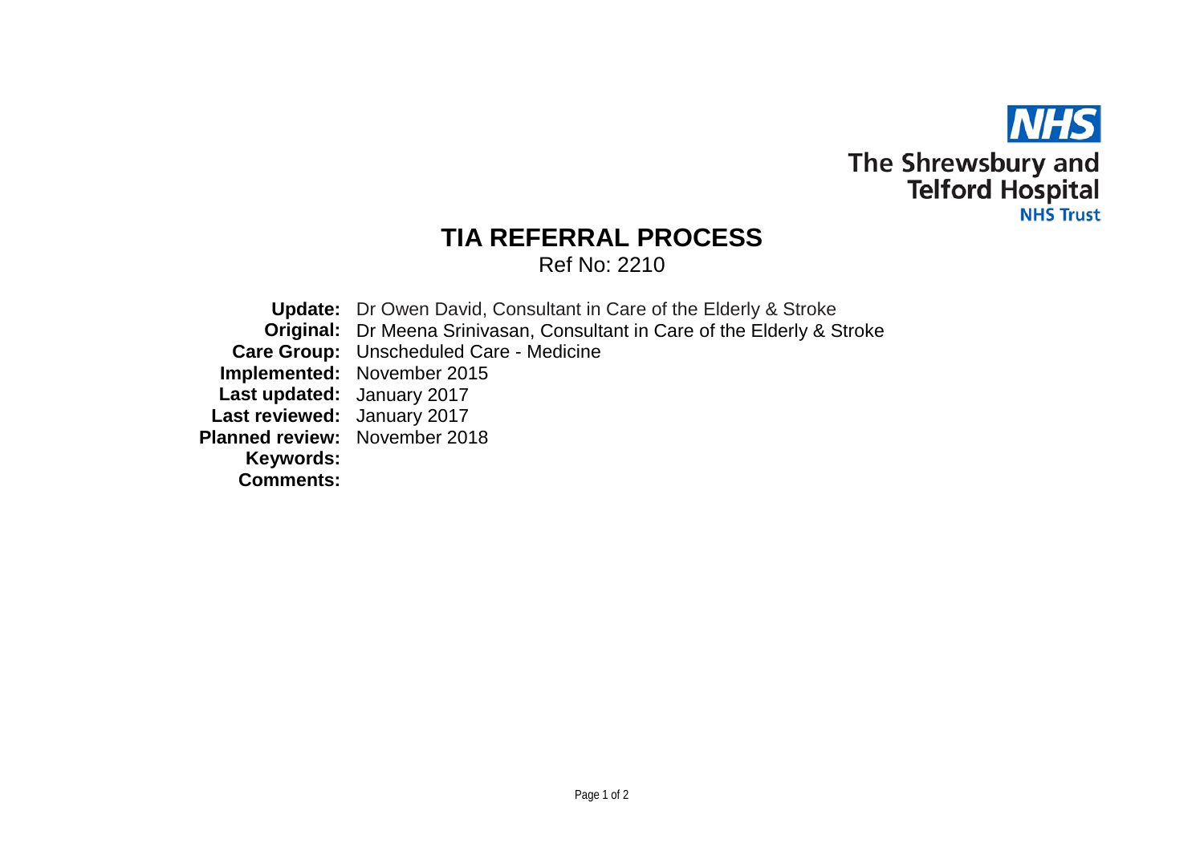NHS
The Shrewsbury and Telford Hospital
NHS Trust

# TIA REFERRAL PROCESS

Ref No: 2210

**Update:** Dr Owen David, Consultant in Care of the Elderly & Stroke
**Original:** Dr Meena Srinivasan, Consultant in Care of the Elderly & Stroke
**Care Group:** Unscheduled Care - Medicine
**Implemented:** November 2015
**Last updated:** January 2017
**Last reviewed:** January 2017
**Planned review:** November 2018
**Keywords:**
**Comments:**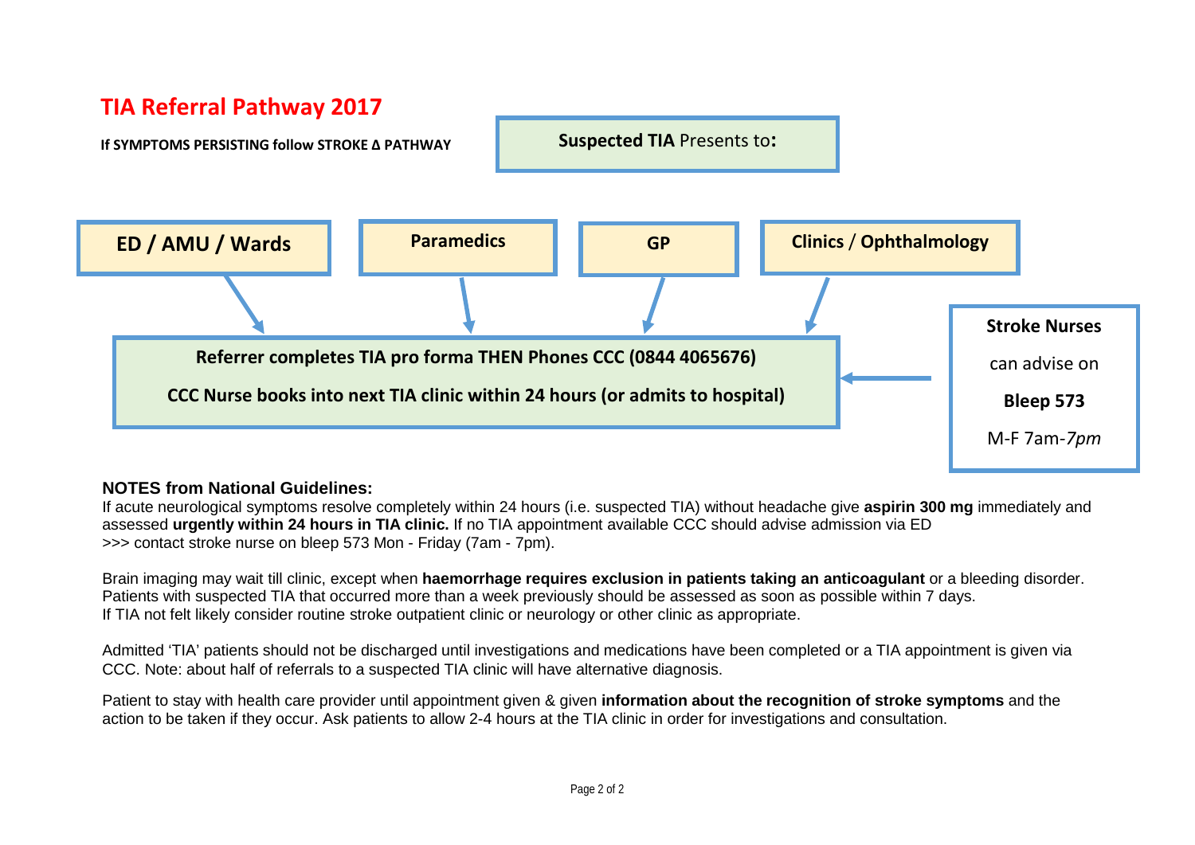# TIA Referral Pathway 2017

**If SYMPTOMS PERSISTING follow STROKE Δ PATHWAY**

**Suspected TIA** Presents to**:**

**ED / AMU / Wards**

**Paramedics**

**GP**

**Clinics / Ophthalmology**

**Referrer completes TIA pro forma THEN Phones CCC (0844 4065676)**

**CCC Nurse books into next TIA clinic within 24 hours (or admits to hospital)**

**Stroke Nurses**

can advise on

**Bleep 573**

M-F 7am-*7pm*

**NOTES from National Guidelines:**

If acute neurological symptoms resolve completely within 24 hours (i.e. suspected TIA) without headache give **aspirin 300 mg** immediately and assessed **urgently within 24 hours in TIA clinic.** If no TIA appointment available CCC should advise admission via ED
>>> contact stroke nurse on bleep 573 Mon - Friday (7am - 7pm).

Brain imaging may wait till clinic, except when **haemorrhage requires exclusion in patients taking an anticoagulant** or a bleeding disorder.
Patients with suspected TIA that occurred more than a week previously should be assessed as soon as possible within 7 days.
If TIA not felt likely consider routine stroke outpatient clinic or neurology or other clinic as appropriate.

Admitted 'TIA' patients should not be discharged until investigations and medications have been completed or a TIA appointment is given via CCC. Note: about half of referrals to a suspected TIA clinic will have alternative diagnosis.

Patient to stay with health care provider until appointment given & given **information about the recognition of stroke symptoms** and the action to be taken if they occur. Ask patients to allow 2-4 hours at the TIA clinic in order for investigations and consultation.